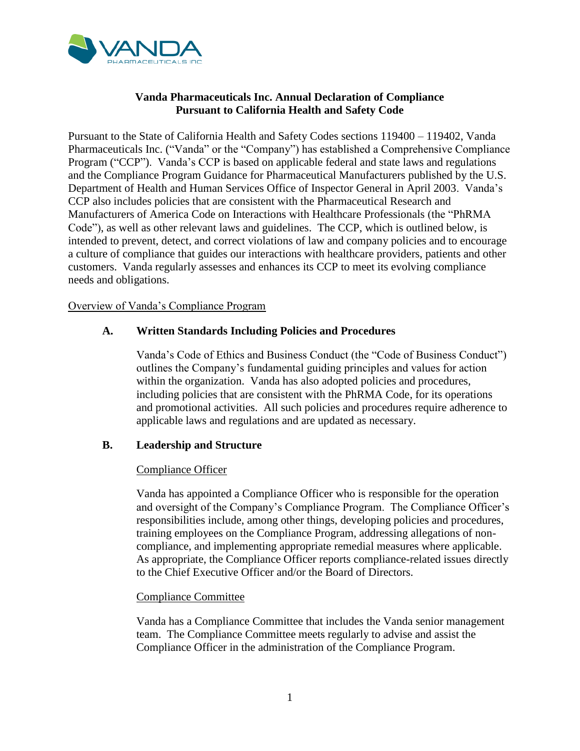# Vanda Pharmaceuticals Inc. Annual Declaration of Compliance Pursuant to California Health and Safety Code

Pursuant to the State of California Health and Safety Codes sections 119400 – 119402, Vanda Pharmaceuticals Inc. ("Vanda" or the "Company") has established a Comprehensive Compliance Program ("CCP"). Vanda's CCP is based on applicable federal and state laws and regulations and the Compliance Program Guidance for Pharmaceutical Manufacturers published by the U.S. Department of Health and Human Services Office of Inspector General in April 2003. Vanda's CCP also includes policies that are consistent with the Pharmaceutical Research and Manufacturers of America Code on Interactions with Healthcare Professionals (the "PhRMA Code"), as well as other relevant laws and guidelines. The CCP, which is outlined below, is intended to prevent, detect, and correct violations of law and company policies and to encourage a culture of compliance that guides our interactions with healthcare providers, patients and other customers. Vanda regularly assesses and enhances its CCP to meet its evolving compliance needs and obligations.

## Overview of Vanda's Compliance Program

### A. Written Standards Including Policies and Procedures

Vanda's Code of Ethics and Business Conduct (the "Code of Business Conduct") outlines the Company's fundamental guiding principles and values for action within the organization. Vanda has also adopted policies and procedures, including policies that are consistent with the PhRMA Code, for its operations and promotional activities. All such policies and procedures require adherence to applicable laws and regulations and are updated as necessary.

### B. Leadership and Structure

#### Compliance Officer

Vanda has appointed a Compliance Officer who is responsible for the operation and oversight of the Company's Compliance Program. The Compliance Officer's responsibilities include, among other things, developing policies and procedures, training employees on the Compliance Program, addressing allegations of non-compliance, and implementing appropriate remedial measures where applicable. As appropriate, the Compliance Officer reports compliance-related issues directly to the Chief Executive Officer and/or the Board of Directors.

#### Compliance Committee

Vanda has a Compliance Committee that includes the Vanda senior management team. The Compliance Committee meets regularly to advise and assist the Compliance Officer in the administration of the Compliance Program.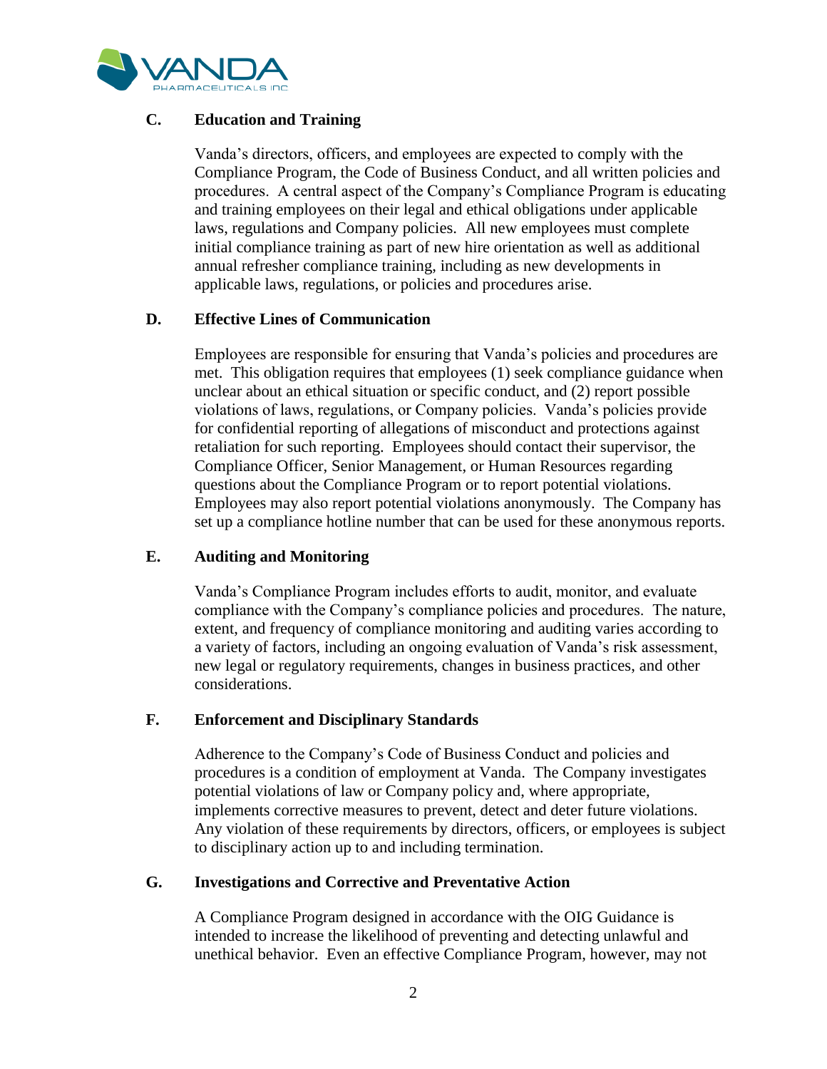### C. Education and Training

Vanda's directors, officers, and employees are expected to comply with the Compliance Program, the Code of Business Conduct, and all written policies and procedures. A central aspect of the Company's Compliance Program is educating and training employees on their legal and ethical obligations under applicable laws, regulations and Company policies. All new employees must complete initial compliance training as part of new hire orientation as well as additional annual refresher compliance training, including as new developments in applicable laws, regulations, or policies and procedures arise.

### D. Effective Lines of Communication

Employees are responsible for ensuring that Vanda's policies and procedures are met. This obligation requires that employees (1) seek compliance guidance when unclear about an ethical situation or specific conduct, and (2) report possible violations of laws, regulations, or Company policies. Vanda's policies provide for confidential reporting of allegations of misconduct and protections against retaliation for such reporting. Employees should contact their supervisor, the Compliance Officer, Senior Management, or Human Resources regarding questions about the Compliance Program or to report potential violations. Employees may also report potential violations anonymously. The Company has set up a compliance hotline number that can be used for these anonymous reports.

### E. Auditing and Monitoring

Vanda's Compliance Program includes efforts to audit, monitor, and evaluate compliance with the Company's compliance policies and procedures. The nature, extent, and frequency of compliance monitoring and auditing varies according to a variety of factors, including an ongoing evaluation of Vanda's risk assessment, new legal or regulatory requirements, changes in business practices, and other considerations.

### F. Enforcement and Disciplinary Standards

Adherence to the Company's Code of Business Conduct and policies and procedures is a condition of employment at Vanda. The Company investigates potential violations of law or Company policy and, where appropriate, implements corrective measures to prevent, detect and deter future violations. Any violation of these requirements by directors, officers, or employees is subject to disciplinary action up to and including termination.

### G. Investigations and Corrective and Preventative Action

A Compliance Program designed in accordance with the OIG Guidance is intended to increase the likelihood of preventing and detecting unlawful and unethical behavior. Even an effective Compliance Program, however, may not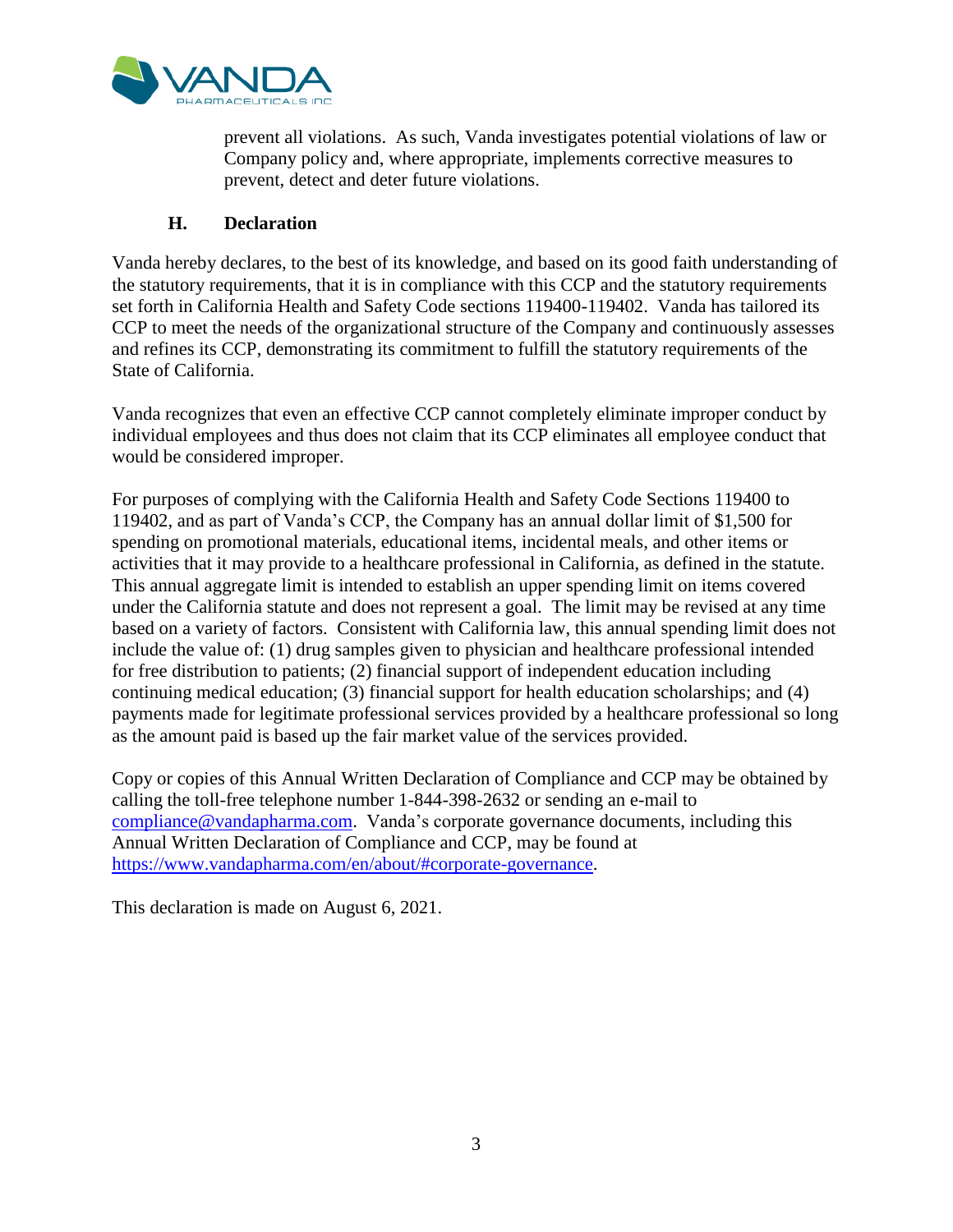prevent all violations. As such, Vanda investigates potential violations of law or Company policy and, where appropriate, implements corrective measures to prevent, detect and deter future violations.

### H. Declaration

Vanda hereby declares, to the best of its knowledge, and based on its good faith understanding of the statutory requirements, that it is in compliance with this CCP and the statutory requirements set forth in California Health and Safety Code sections 119400-119402. Vanda has tailored its CCP to meet the needs of the organizational structure of the Company and continuously assesses and refines its CCP, demonstrating its commitment to fulfill the statutory requirements of the State of California.

Vanda recognizes that even an effective CCP cannot completely eliminate improper conduct by individual employees and thus does not claim that its CCP eliminates all employee conduct that would be considered improper.

For purposes of complying with the California Health and Safety Code Sections 119400 to 119402, and as part of Vanda's CCP, the Company has an annual dollar limit of $1,500 for spending on promotional materials, educational items, incidental meals, and other items or activities that it may provide to a healthcare professional in California, as defined in the statute. This annual aggregate limit is intended to establish an upper spending limit on items covered under the California statute and does not represent a goal. The limit may be revised at any time based on a variety of factors. Consistent with California law, this annual spending limit does not include the value of: (1) drug samples given to physician and healthcare professional intended for free distribution to patients; (2) financial support of independent education including continuing medical education; (3) financial support for health education scholarships; and (4) payments made for legitimate professional services provided by a healthcare professional so long as the amount paid is based up the fair market value of the services provided.

Copy or copies of this Annual Written Declaration of Compliance and CCP may be obtained by calling the toll-free telephone number 1-844-398-2632 or sending an e-mail to compliance@vandapharma.com. Vanda's corporate governance documents, including this Annual Written Declaration of Compliance and CCP, may be found at https://www.vandapharma.com/en/about/#corporate-governance.

This declaration is made on August 6, 2021.